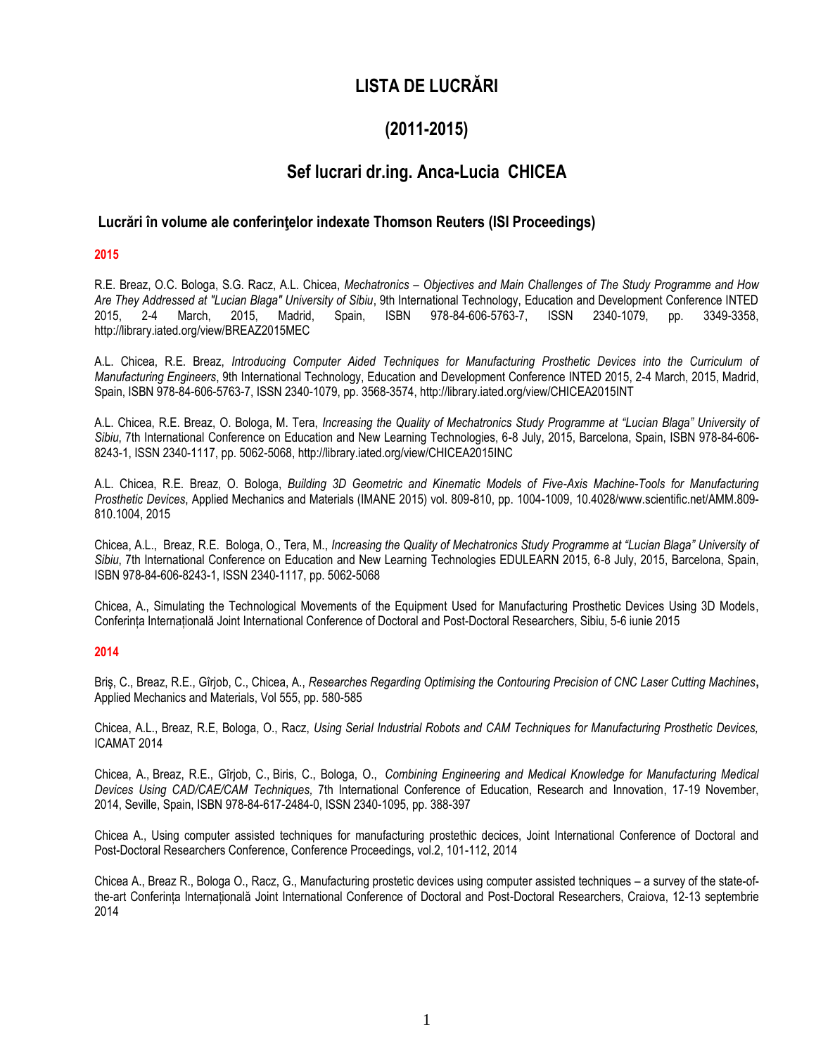# LISTA DE LUCRĂRI

# (2011-2015)

## Sef lucrari dr.ing. Anca-Lucia CHICEA

### Lucrări în volume ale conferinţelor indexate Thomson Reuters (ISI Proceedings)

**2015**

R.E. Breaz, O.C. Bologa, S.G. Racz, A.L. Chicea, *Mechatronics – Objectives and Main Challenges of The Study Programme and How Are They Addressed at "Lucian Blaga" University of Sibiu*, 9th International Technology, Education and Development Conference INTED 2015, 2-4 March, 2015, Madrid, Spain, ISBN 978-84-606-5763-7, ISSN 2340-1079, pp. 3349-3358, http://library.iated.org/view/BREAZ2015MEC

A.L. Chicea, R.E. Breaz, *Introducing Computer Aided Techniques for Manufacturing Prosthetic Devices into the Curriculum of Manufacturing Engineers*, 9th International Technology, Education and Development Conference INTED 2015, 2-4 March, 2015, Madrid, Spain, ISBN 978-84-606-5763-7, ISSN 2340-1079, pp. 3568-3574, http://library.iated.org/view/CHICEA2015INT

A.L. Chicea, R.E. Breaz, O. Bologa, M. Tera, *Increasing the Quality of Mechatronics Study Programme at "Lucian Blaga" University of Sibiu*, 7th International Conference on Education and New Learning Technologies, 6-8 July, 2015, Barcelona, Spain, ISBN 978-84-606-8243-1, ISSN 2340-1117, pp. 5062-5068, http://library.iated.org/view/CHICEA2015INC

A.L. Chicea, R.E. Breaz, O. Bologa, *Building 3D Geometric and Kinematic Models of Five-Axis Machine-Tools for Manufacturing Prosthetic Devices*, Applied Mechanics and Materials (IMANE 2015) vol. 809-810, pp. 1004-1009, 10.4028/www.scientific.net/AMM.809-810.1004, 2015

Chicea, A.L., Breaz, R.E. Bologa, O., Tera, M., *Increasing the Quality of Mechatronics Study Programme at "Lucian Blaga" University of Sibiu*, 7th International Conference on Education and New Learning Technologies EDULEARN 2015, 6-8 July, 2015, Barcelona, Spain, ISBN 978-84-606-8243-1, ISSN 2340-1117, pp. 5062-5068

Chicea, A., Simulating the Technological Movements of the Equipment Used for Manufacturing Prosthetic Devices Using 3D Models, Conferința Internațională Joint International Conference of Doctoral and Post-Doctoral Researchers, Sibiu, 5-6 iunie 2015

**2014**

Briş, C., Breaz, R.E., Gîrjob, C., Chicea, A., *Researches Regarding Optimising the Contouring Precision of CNC Laser Cutting Machines***,** Applied Mechanics and Materials, Vol 555, pp. 580-585

Chicea, A.L., Breaz, R.E, Bologa, O., Racz, *Using Serial Industrial Robots and CAM Techniques for Manufacturing Prosthetic Devices,* ICAMAT 2014

Chicea, A., Breaz, R.E., Gîrjob, C., Biris, C., Bologa, O., *Combining Engineering and Medical Knowledge for Manufacturing Medical Devices Using CAD/CAE/CAM Techniques,* 7th International Conference of Education, Research and Innovation, 17-19 November, 2014, Seville, Spain, ISBN 978-84-617-2484-0, ISSN 2340-1095, pp. 388-397

Chicea A., Using computer assisted techniques for manufacturing prostethic decices, Joint International Conference of Doctoral and Post-Doctoral Researchers Conference, Conference Proceedings, vol.2, 101-112, 2014

Chicea A., Breaz R., Bologa O., Racz, G., Manufacturing prostetic devices using computer assisted techniques – a survey of the state-of-the-art Conferința Internațională Joint International Conference of Doctoral and Post-Doctoral Researchers, Craiova, 12-13 septembrie 2014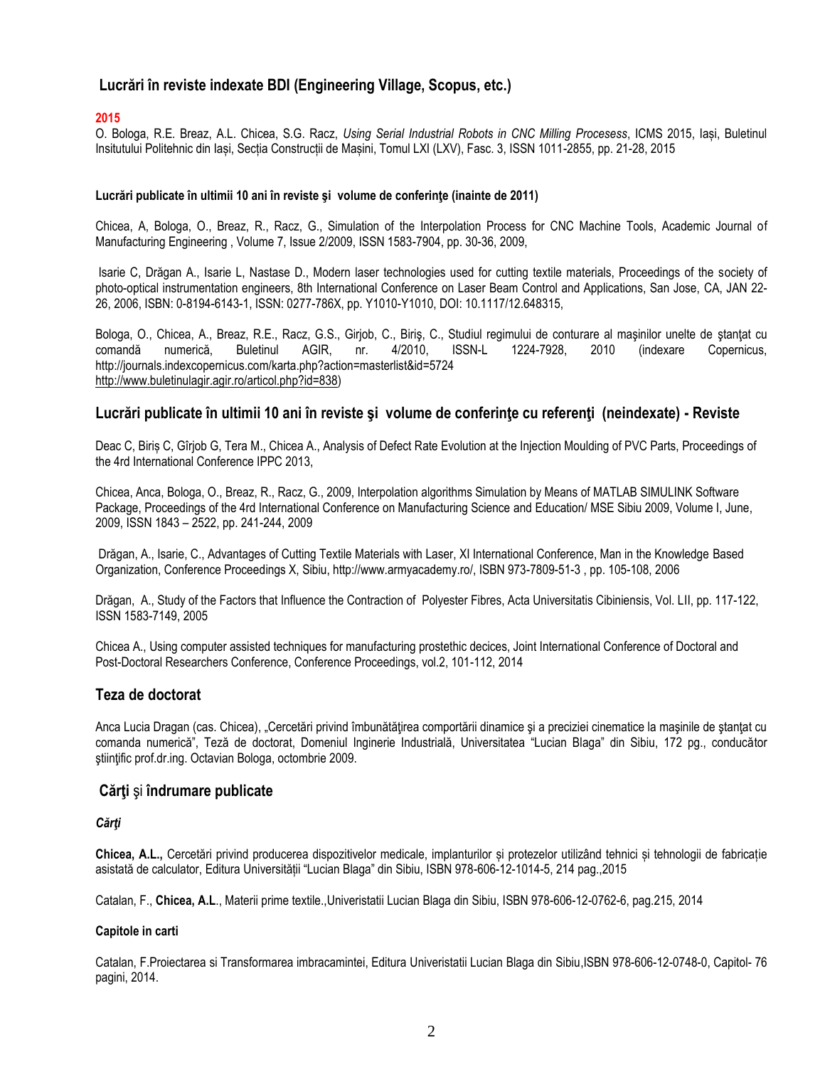## Lucrări în reviste indexate BDI (Engineering Village, Scopus, etc.)

**2015**

O. Bologa, R.E. Breaz, A.L. Chicea, S.G. Racz, *Using Serial Industrial Robots in CNC Milling Processess*, ICMS 2015, Iași, Buletinul Insitutului Politehnic din Iași, Secția Construcții de Mașini, Tomul LXI (LXV), Fasc. 3, ISSN 1011-2855, pp. 21-28, 2015

**Lucrări publicate în ultimii 10 ani în reviste şi volume de conferinţe (inainte de 2011)**

Chicea, A, Bologa, O., Breaz, R., Racz, G., Simulation of the Interpolation Process for CNC Machine Tools, Academic Journal of Manufacturing Engineering , Volume 7, Issue 2/2009, ISSN 1583-7904, pp. 30-36, 2009,

Isarie C, Drăgan A., Isarie L, Nastase D., Modern laser technologies used for cutting textile materials, Proceedings of the society of photo-optical instrumentation engineers, 8th International Conference on Laser Beam Control and Applications, San Jose, CA, JAN 22-26, 2006, ISBN: 0-8194-6143-1, ISSN: 0277-786X, pp. Y1010-Y1010, DOI: 10.1117/12.648315,

Bologa, O., Chicea, A., Breaz, R.E., Racz, G.S., Girjob, C., Biriş, C., Studiul regimului de conturare al maşinilor unelte de ştanţat cu comandă numerică, Buletinul AGIR, nr. 4/2010, ISSN-L 1224-7928, 2010 (indexare Copernicus, http://journals.indexcopernicus.com/karta.php?action=masterlist&id=5724 http://www.buletinulagir.agir.ro/articol.php?id=838)

## Lucrări publicate în ultimii 10 ani în reviste şi volume de conferinţe cu referenţi (neindexate) - Reviste

Deac C, Biriș C, Gîrjob G, Tera M., Chicea A., Analysis of Defect Rate Evolution at the Injection Moulding of PVC Parts, Proceedings of the 4rd International Conference IPPC 2013,

Chicea, Anca, Bologa, O., Breaz, R., Racz, G., 2009, Interpolation algorithms Simulation by Means of MATLAB SIMULINK Software Package, Proceedings of the 4rd International Conference on Manufacturing Science and Education/ MSE Sibiu 2009, Volume I, June, 2009, ISSN 1843 – 2522, pp. 241-244, 2009

Drăgan, A., Isarie, C., Advantages of Cutting Textile Materials with Laser, XI International Conference, Man in the Knowledge Based Organization, Conference Proceedings X, Sibiu, http://www.armyacademy.ro/, ISBN 973-7809-51-3 , pp. 105-108, 2006

Drăgan, A., Study of the Factors that Influence the Contraction of Polyester Fibres, Acta Universitatis Cibiniensis, Vol. LII, pp. 117-122, ISSN 1583-7149, 2005

Chicea A., Using computer assisted techniques for manufacturing prostethic decices, Joint International Conference of Doctoral and Post-Doctoral Researchers Conference, Conference Proceedings, vol.2, 101-112, 2014

## Teza de doctorat

Anca Lucia Dragan (cas. Chicea), „Cercetări privind îmbunătăţirea comportării dinamice şi a preciziei cinematice la maşinile de ştanţat cu comanda numerică", Teză de doctorat, Domeniul Inginerie Industrială, Universitatea "Lucian Blaga" din Sibiu, 172 pg., conducător ştiinţific prof.dr.ing. Octavian Bologa, octombrie 2009.

## Cărţi şi îndrumare publicate

***Cărţi***

**Chicea, A.L.,** Cercetări privind producerea dispozitivelor medicale, implanturilor și protezelor utilizând tehnici și tehnologii de fabricație asistată de calculator, Editura Universității "Lucian Blaga" din Sibiu, ISBN 978-606-12-1014-5, 214 pag.,2015

Catalan, F., **Chicea, A.L**., Materii prime textile.,Univeristatii Lucian Blaga din Sibiu, ISBN 978-606-12-0762-6, pag.215, 2014

**Capitole in carti**

Catalan, F.Proiectarea si Transformarea imbracamintei, Editura Univeristatii Lucian Blaga din Sibiu,ISBN 978-606-12-0748-0, Capitol- 76 pagini, 2014.